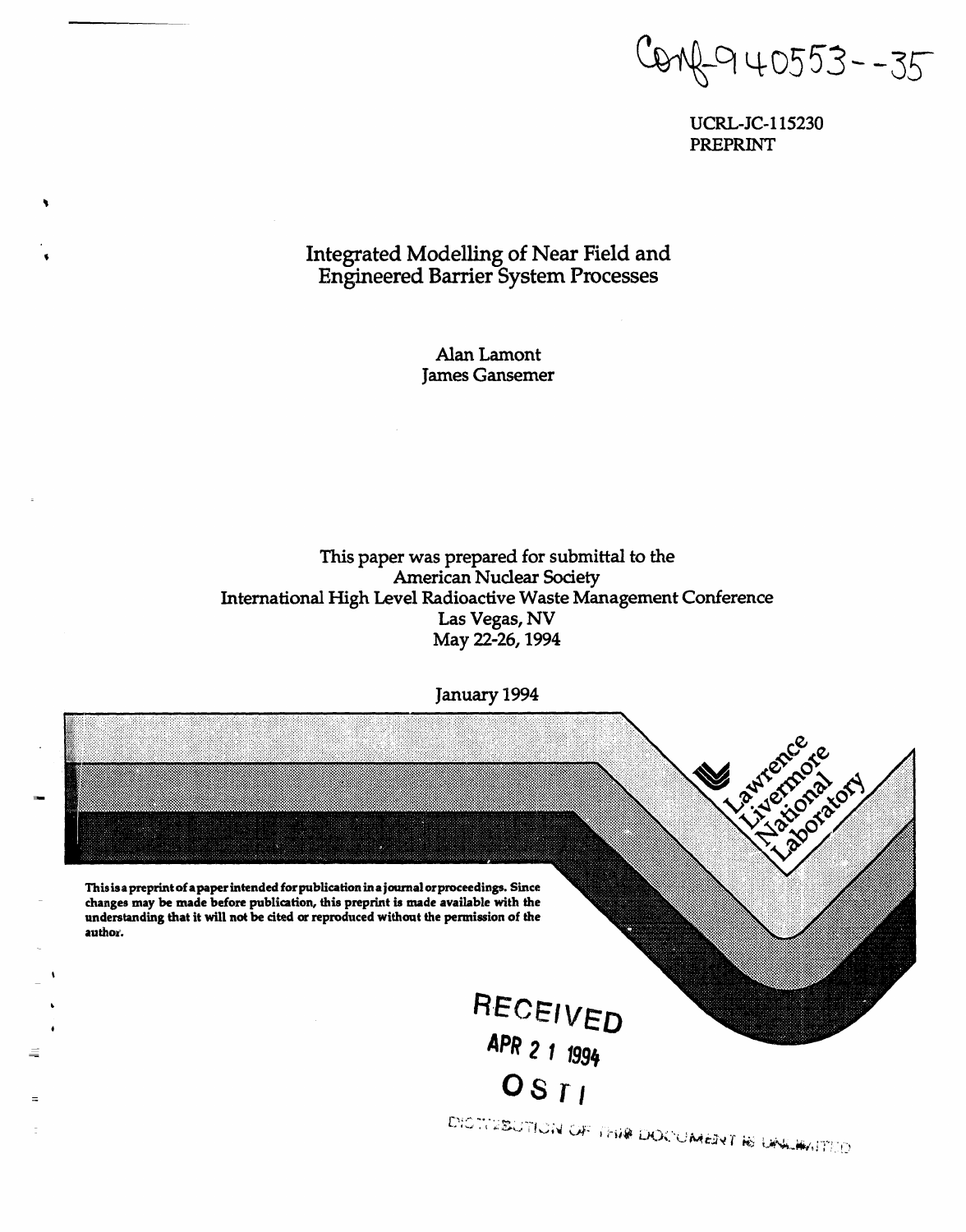Conf-940553--35

UCRL-JC-115230
PREPRINT

# Integrated Modelling of Near Field and Engineered Barrier System Processes

Alan Lamont
James Gansemer

This paper was prepared for submittal to the
American Nuclear Society
International High Level Radioactive Waste Management Conference
Las Vegas, NV
May 22-26, 1994

January 1994

Lawrence Livermore National Laboratory

**This is a preprint of a paper intended for publication in a journal or proceedings. Since changes may be made before publication, this preprint is made available with the understanding that it will not be cited or reproduced without the permission of the author.**

RECEIVED
APR 21 1994
OSTI

DISTRIBUTION OF THIS DOCUMENT IS UNLIMITED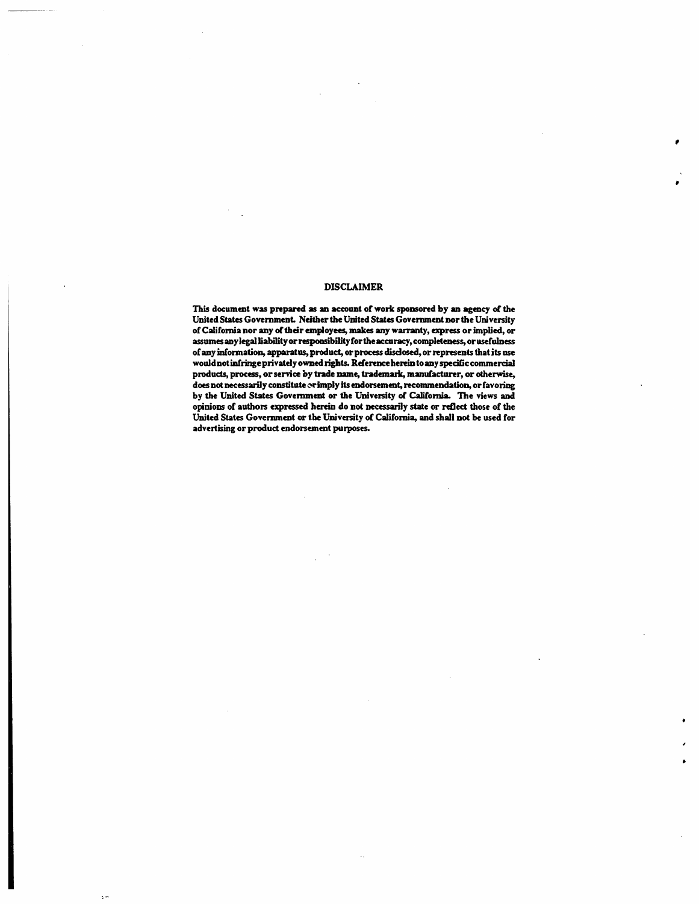## DISCLAIMER

**This document was prepared as an account of work sponsored by an agency of the United States Government. Neither the United States Government nor the University of California nor any of their employees, makes any warranty, express or implied, or assumes any legal liability or responsibility for the accuracy, completeness, or usefulness of any information, apparatus, product, or process disclosed, or represents that its use would not infringe privately owned rights. Reference herein to any specific commercial products, process, or service by trade name, trademark, manufacturer, or otherwise, does not necessarily constitute or imply its endorsement, recommendation, or favoring by the United States Government or the University of California. The views and opinions of authors expressed herein do not necessarily state or reflect those of the United States Government or the University of California, and shall not be used for advertising or product endorsement purposes.**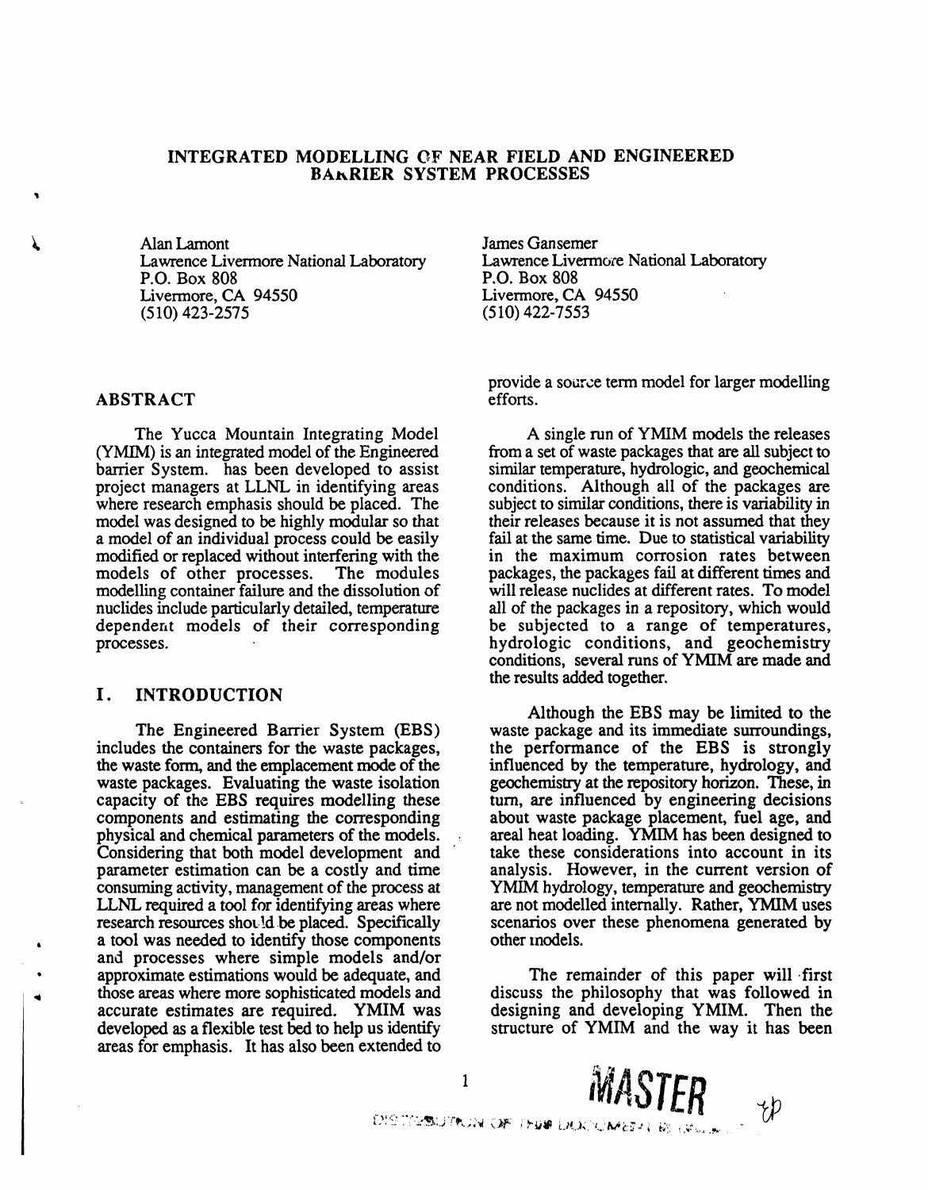# INTEGRATED MODELLING OF NEAR FIELD AND ENGINEERED BARRIER SYSTEM PROCESSES

Alan Lamont
Lawrence Livermore National Laboratory
P.O. Box 808
Livermore, CA 94550
(510) 423-2575

James Gansemer
Lawrence Livermore National Laboratory
P.O. Box 808
Livermore, CA 94550
(510) 422-7553

## ABSTRACT

The Yucca Mountain Integrating Model (YMIM) is an integrated model of the Engineered barrier System. has been developed to assist project managers at LLNL in identifying areas where research emphasis should be placed. The model was designed to be highly modular so that a model of an individual process could be easily modified or replaced without interfering with the models of other processes. The modules modelling container failure and the dissolution of nuclides include particularly detailed, temperature dependent models of their corresponding processes.

## I. INTRODUCTION

The Engineered Barrier System (EBS) includes the containers for the waste packages, the waste form, and the emplacement mode of the waste packages. Evaluating the waste isolation capacity of the EBS requires modelling these components and estimating the corresponding physical and chemical parameters of the models. Considering that both model development and parameter estimation can be a costly and time consuming activity, management of the process at LLNL required a tool for identifying areas where research resources should be placed. Specifically a tool was needed to identify those components and processes where simple models and/or approximate estimations would be adequate, and those areas where more sophisticated models and accurate estimates are required. YMIM was developed as a flexible test bed to help us identify areas for emphasis. It has also been extended to provide a source term model for larger modelling efforts.

A single run of YMIM models the releases from a set of waste packages that are all subject to similar temperature, hydrologic, and geochemical conditions. Although all of the packages are subject to similar conditions, there is variability in their releases because it is not assumed that they fail at the same time. Due to statistical variability in the maximum corrosion rates between packages, the packages fail at different times and will release nuclides at different rates. To model all of the packages in a repository, which would be subjected to a range of temperatures, hydrologic conditions, and geochemistry conditions, several runs of YMIM are made and the results added together.

Although the EBS may be limited to the waste package and its immediate surroundings, the performance of the EBS is strongly influenced by the temperature, hydrology, and geochemistry at the repository horizon. These, in turn, are influenced by engineering decisions about waste package placement, fuel age, and areal heat loading. YMIM has been designed to take these considerations into account in its analysis. However, in the current version of YMIM hydrology, temperature and geochemistry are not modelled internally. Rather, YMIM uses scenarios over these phenomena generated by other models.

The remainder of this paper will first discuss the philosophy that was followed in designing and developing YMIM. Then the structure of YMIM and the way it has been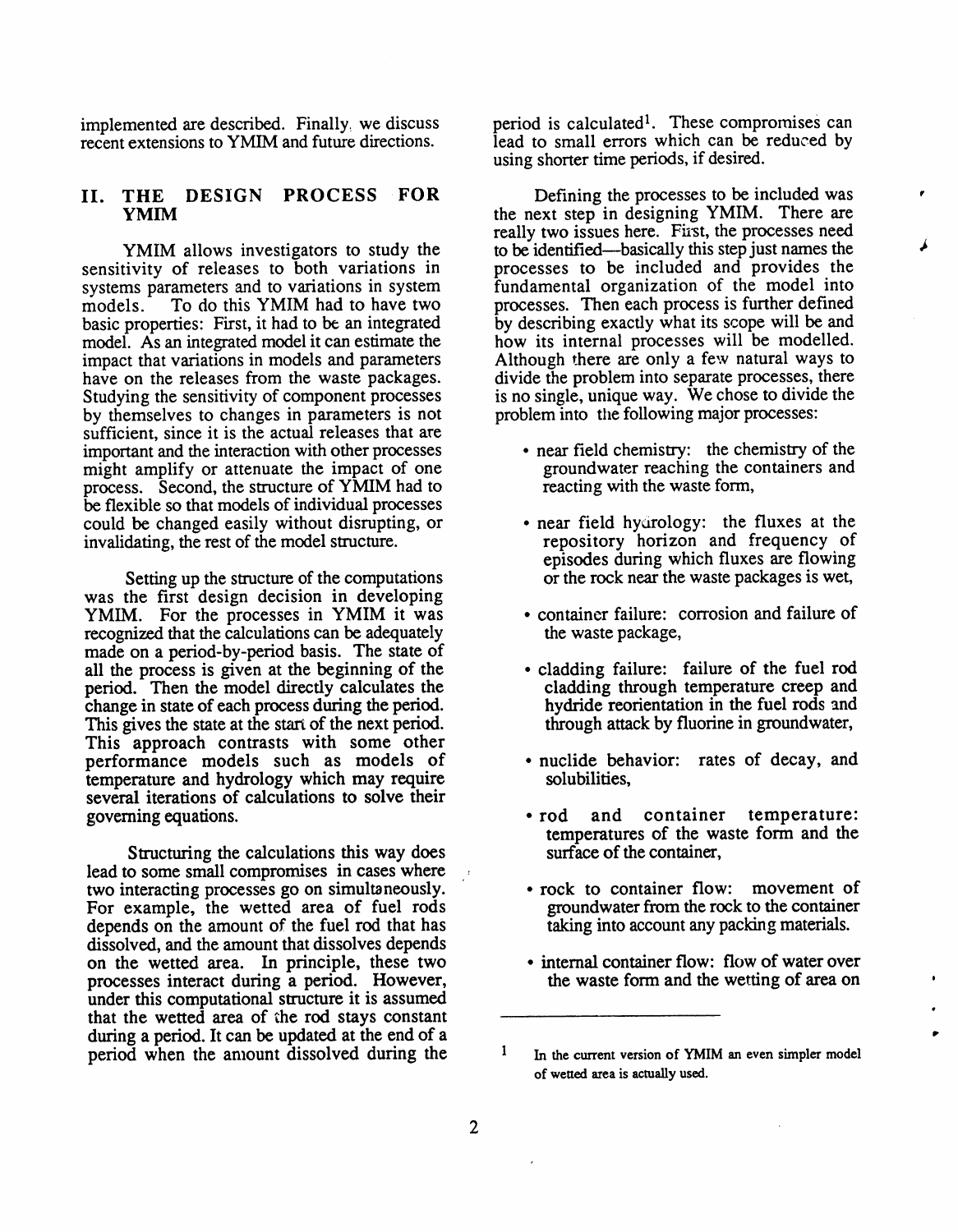implemented are described. Finally, we discuss recent extensions to YMIM and future directions.

## II. THE DESIGN PROCESS FOR YMIM

YMIM allows investigators to study the sensitivity of releases to both variations in systems parameters and to variations in system models. To do this YMIM had to have two basic properties: First, it had to be an integrated model. As an integrated model it can estimate the impact that variations in models and parameters have on the releases from the waste packages. Studying the sensitivity of component processes by themselves to changes in parameters is not sufficient, since it is the actual releases that are important and the interaction with other processes might amplify or attenuate the impact of one process. Second, the structure of YMIM had to be flexible so that models of individual processes could be changed easily without disrupting, or invalidating, the rest of the model structure.

Setting up the structure of the computations was the first design decision in developing YMIM. For the processes in YMIM it was recognized that the calculations can be adequately made on a period-by-period basis. The state of all the process is given at the beginning of the period. Then the model directly calculates the change in state of each process during the period. This gives the state at the start of the next period. This approach contrasts with some other performance models such as models of temperature and hydrology which may require several iterations of calculations to solve their governing equations.

Structuring the calculations this way does lead to some small compromises in cases where two interacting processes go on simultaneously. For example, the wetted area of fuel rods depends on the amount of the fuel rod that has dissolved, and the amount that dissolves depends on the wetted area. In principle, these two processes interact during a period. However, under this computational structure it is assumed that the wetted area of the rod stays constant during a period. It can be updated at the end of a period when the amount dissolved during the period is calculated[1]. These compromises can lead to small errors which can be reduced by using shorter time periods, if desired.

Defining the processes to be included was the next step in designing YMIM. There are really two issues here. First, the processes need to be identified—basically this step just names the processes to be included and provides the fundamental organization of the model into processes. Then each process is further defined by describing exactly what its scope will be and how its internal processes will be modelled. Although there are only a few natural ways to divide the problem into separate processes, there is no single, unique way. We chose to divide the problem into the following major processes:

- near field chemistry: the chemistry of the groundwater reaching the containers and reacting with the waste form,
- near field hydrology: the fluxes at the repository horizon and frequency of episodes during which fluxes are flowing or the rock near the waste packages is wet,
- container failure: corrosion and failure of the waste package,
- cladding failure: failure of the fuel rod cladding through temperature creep and hydride reorientation in the fuel rods and through attack by fluorine in groundwater,
- nuclide behavior: rates of decay, and solubilities,
- rod and container temperature: temperatures of the waste form and the surface of the container,
- rock to container flow: movement of groundwater from the rock to the container taking into account any packing materials.
- internal container flow: flow of water over the waste form and the wetting of area on

[1] In the current version of YMIM an even simpler model of wetted area is actually used.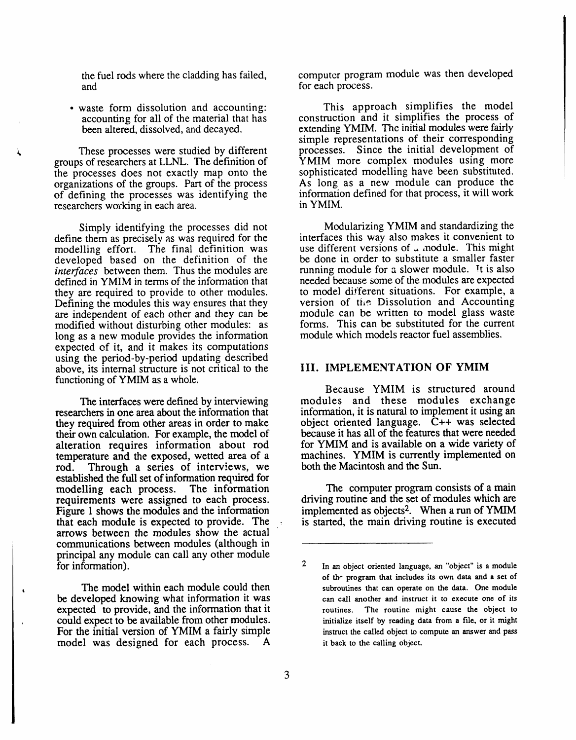the fuel rods where the cladding has failed, and

- waste form dissolution and accounting: accounting for all of the material that has been altered, dissolved, and decayed.

These processes were studied by different groups of researchers at LLNL. The definition of the processes does not exactly map onto the organizations of the groups. Part of the process of defining the processes was identifying the researchers working in each area.

Simply identifying the processes did not define them as precisely as was required for the modelling effort. The final definition was developed based on the definition of the *interfaces* between them. Thus the modules are defined in YMIM in terms of the information that they are required to provide to other modules. Defining the modules this way ensures that they are independent of each other and they can be modified without disturbing other modules: as long as a new module provides the information expected of it, and it makes its computations using the period-by-period updating described above, its internal structure is not critical to the functioning of YMIM as a whole.

The interfaces were defined by interviewing researchers in one area about the information that they required from other areas in order to make their own calculation. For example, the model of alteration requires information about rod temperature and the exposed, wetted area of a rod. Through a series of interviews, we established the full set of information required for modelling each process. The information requirements were assigned to each process. Figure 1 shows the modules and the information that each module is expected to provide. The arrows between the modules show the actual communications between modules (although in principal any module can call any other module for information).

The model within each module could then be developed knowing what information it was expected to provide, and the information that it could expect to be available from other modules. For the initial version of YMIM a fairly simple model was designed for each process. A computer program module was then developed for each process.

This approach simplifies the model construction and it simplifies the process of extending YMIM. The initial modules were fairly simple representations of their corresponding processes. Since the initial development of YMIM more complex modules using more sophisticated modelling have been substituted. As long as a new module can produce the information defined for that process, it will work in YMIM.

Modularizing YMIM and standardizing the interfaces this way also makes it convenient to use different versions of a module. This might be done in order to substitute a smaller faster running module for a slower module. It is also needed because some of the modules are expected to model different situations. For example, a version of the Dissolution and Accounting module can be written to model glass waste forms. This can be substituted for the current module which models reactor fuel assemblies.

## III. IMPLEMENTATION OF YMIM

Because YMIM is structured around modules and these modules exchange information, it is natural to implement it using an object oriented language. C++ was selected because it has all of the features that were needed for YMIM and is available on a wide variety of machines. YMIM is currently implemented on both the Macintosh and the Sun.

The computer program consists of a main driving routine and the set of modules which are implemented as objects[2]. When a run of YMIM is started, the main driving routine is executed

[2] In an object oriented language, an "object" is a module of the program that includes its own data and a set of subroutines that can operate on the data. One module can call another and instruct it to execute one of its routines. The routine might cause the object to initialize itself by reading data from a file, or it might instruct the called object to compute an answer and pass it back to the calling object.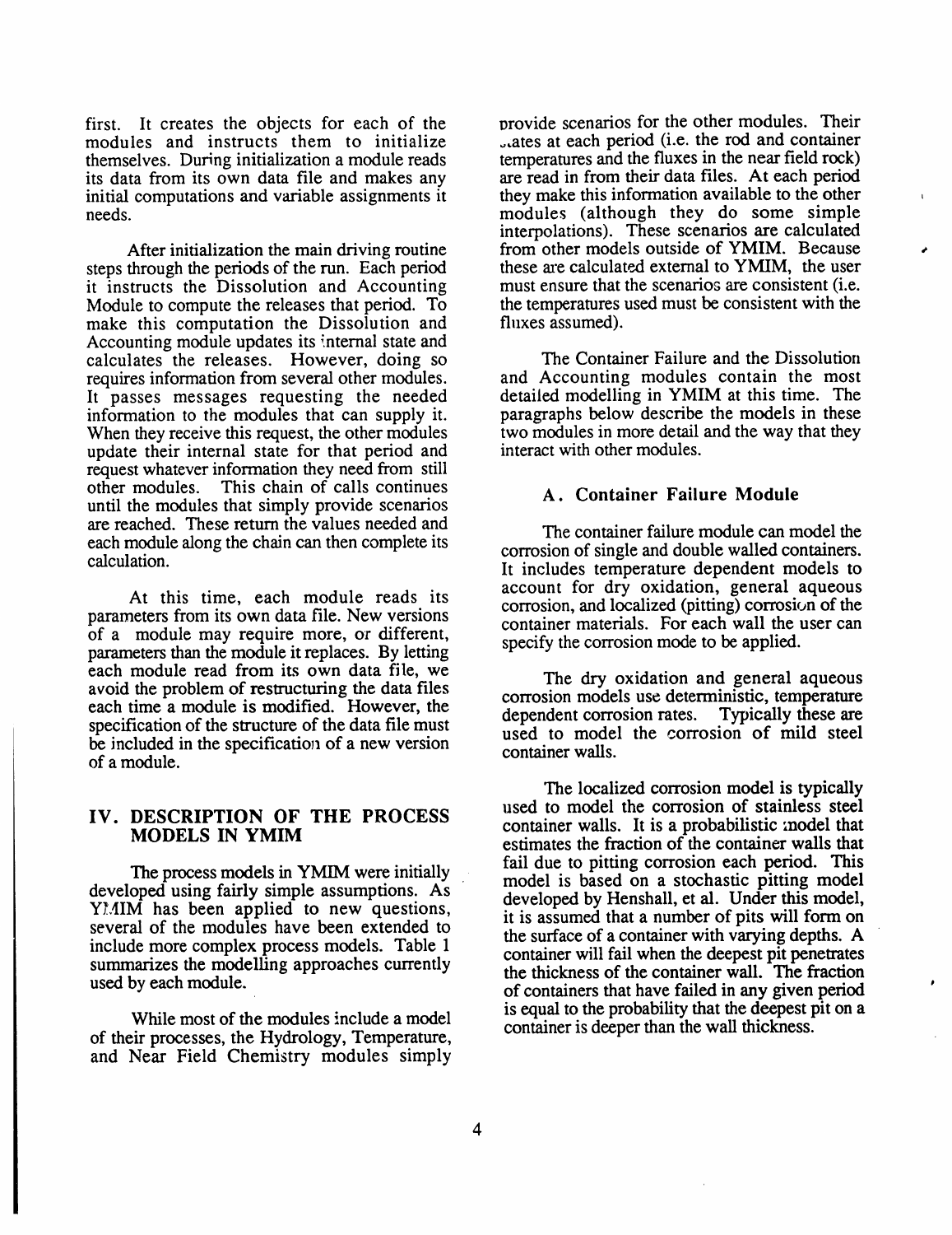first. It creates the objects for each of the modules and instructs them to initialize themselves. During initialization a module reads its data from its own data file and makes any initial computations and variable assignments it needs.

After initialization the main driving routine steps through the periods of the run. Each period it instructs the Dissolution and Accounting Module to compute the releases that period. To make this computation the Dissolution and Accounting module updates its internal state and calculates the releases. However, doing so requires information from several other modules. It passes messages requesting the needed information to the modules that can supply it. When they receive this request, the other modules update their internal state for that period and request whatever information they need from still other modules. This chain of calls continues until the modules that simply provide scenarios are reached. These return the values needed and each module along the chain can then complete its calculation.

At this time, each module reads its parameters from its own data file. New versions of a module may require more, or different, parameters than the module it replaces. By letting each module read from its own data file, we avoid the problem of restructuring the data files each time a module is modified. However, the specification of the structure of the data file must be included in the specification of a new version of a module.

## IV. DESCRIPTION OF THE PROCESS MODELS IN YMIM

The process models in YMIM were initially developed using fairly simple assumptions. As YMIM has been applied to new questions, several of the modules have been extended to include more complex process models. Table 1 summarizes the modelling approaches currently used by each module.

While most of the modules include a model of their processes, the Hydrology, Temperature, and Near Field Chemistry modules simply provide scenarios for the other modules. Their states at each period (i.e. the rod and container temperatures and the fluxes in the near field rock) are read in from their data files. At each period they make this information available to the other modules (although they do some simple interpolations). These scenarios are calculated from other models outside of YMIM. Because these are calculated external to YMIM, the user must ensure that the scenarios are consistent (i.e. the temperatures used must be consistent with the fluxes assumed).

The Container Failure and the Dissolution and Accounting modules contain the most detailed modelling in YMIM at this time. The paragraphs below describe the models in these two modules in more detail and the way that they interact with other modules.

### A. Container Failure Module

The container failure module can model the corrosion of single and double walled containers. It includes temperature dependent models to account for dry oxidation, general aqueous corrosion, and localized (pitting) corrosion of the container materials. For each wall the user can specify the corrosion mode to be applied.

The dry oxidation and general aqueous corrosion models use deterministic, temperature dependent corrosion rates. Typically these are used to model the corrosion of mild steel container walls.

The localized corrosion model is typically used to model the corrosion of stainless steel container walls. It is a probabilistic model that estimates the fraction of the container walls that fail due to pitting corrosion each period. This model is based on a stochastic pitting model developed by Henshall, et al. Under this model, it is assumed that a number of pits will form on the surface of a container with varying depths. A container will fail when the deepest pit penetrates the thickness of the container wall. The fraction of containers that have failed in any given period is equal to the probability that the deepest pit on a container is deeper than the wall thickness.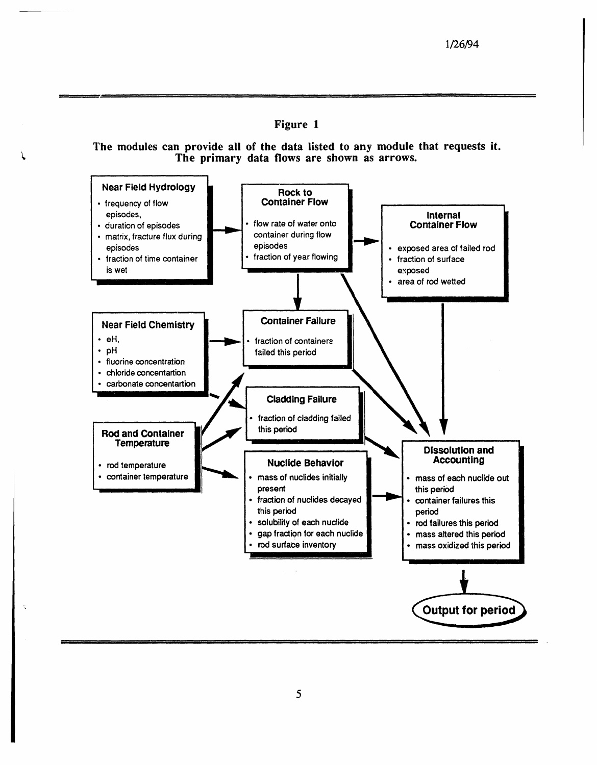## Figure 1

**The modules can provide all of the data listed to any module that requests it. The primary data flows are shown as arrows.**

**Near Field Hydrology**

- frequency of flow episodes,
- duration of episodes
- matrix, fracture flux during episodes
- fraction of time container is wet

**Rock to Container Flow**

- flow rate of water onto container during flow episodes
- fraction of year flowing

**Internal Container Flow**

- exposed area of failed rod
- fraction of surface exposed
- area of rod wetted

**Near Field Chemistry**

- eH,
- pH
- fluorine concentration
- chloride concentartion
- carbonate concentartion

**Container Failure**

- fraction of containers failed this period

**Cladding Failure**

- fraction of cladding failed this period

**Rod and Container Temperature**

- rod temperature
- container temperature

**Nuclide Behavior**

- mass of nuclides initially present
- fraction of nuclides decayed this period
- solubility of each nuclide
- gap fraction for each nuclide
- rod surface inventory

**Dissolution and Accounting**

- mass of each nuclide out this period
- container failures this period
- rod failures this period
- mass altered this period
- mass oxidized this period

**Output for period**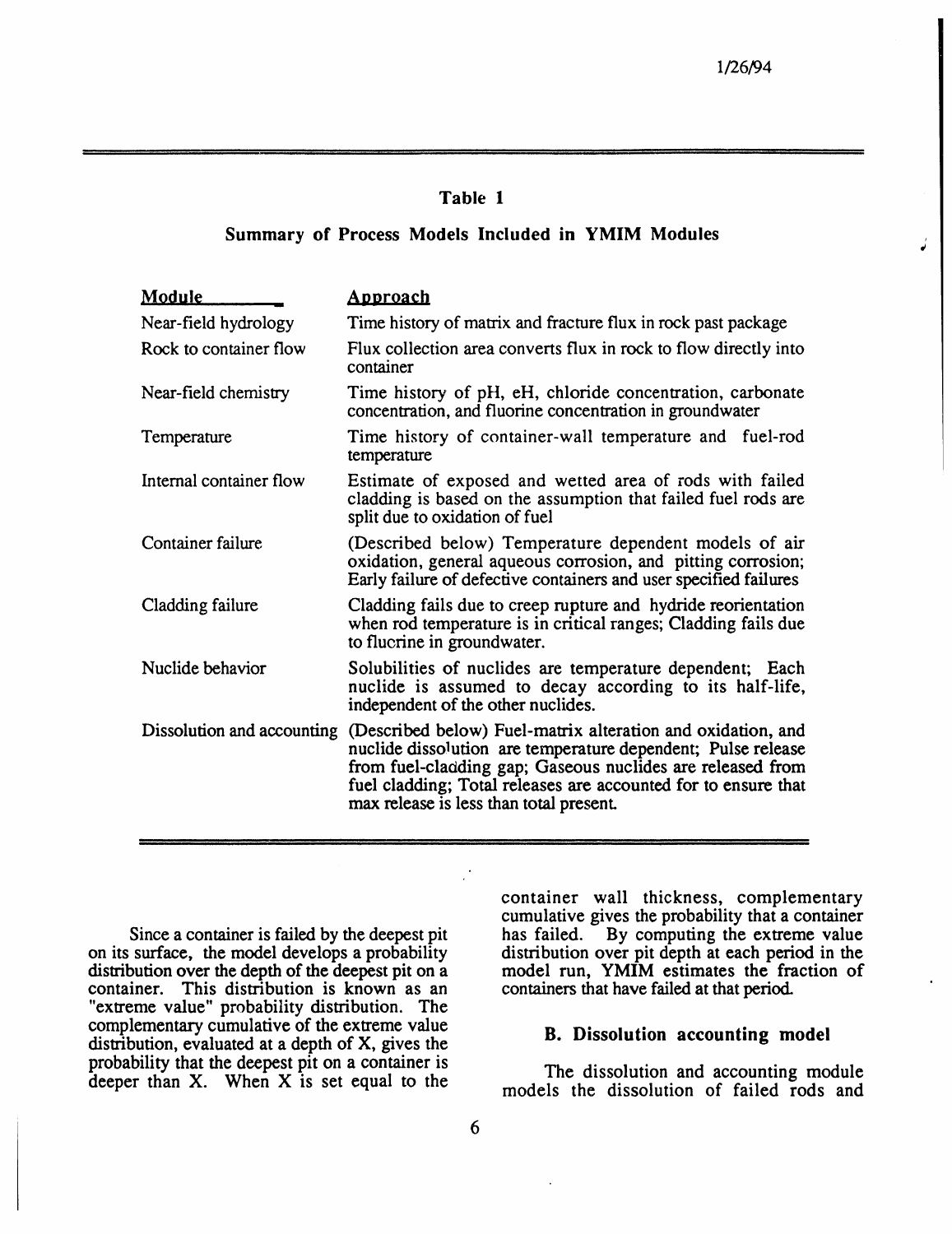## Table 1

### Summary of Process Models Included in YMIM Modules

| Module | Approach |
|---|---|
| Near-field hydrology | Time history of matrix and fracture flux in rock past package |
| Rock to container flow | Flux collection area converts flux in rock to flow directly into container |
| Near-field chemistry | Time history of pH, eH, chloride concentration, carbonate concentration, and fluorine concentration in groundwater |
| Temperature | Time history of container-wall temperature and fuel-rod temperature |
| Internal container flow | Estimate of exposed and wetted area of rods with failed cladding is based on the assumption that failed fuel rods are split due to oxidation of fuel |
| Container failure | (Described below) Temperature dependent models of air oxidation, general aqueous corrosion, and pitting corrosion; Early failure of defective containers and user specified failures |
| Cladding failure | Cladding fails due to creep rupture and hydride reorientation when rod temperature is in critical ranges; Cladding fails due to fluorine in groundwater. |
| Nuclide behavior | Solubilities of nuclides are temperature dependent; Each nuclide is assumed to decay according to its half-life, independent of the other nuclides. |
| Dissolution and accounting | (Described below) Fuel-matrix alteration and oxidation, and nuclide dissolution are temperature dependent; Pulse release from fuel-cladding gap; Gaseous nuclides are released from fuel cladding; Total releases are accounted for to ensure that max release is less than total present. |

Since a container is failed by the deepest pit on its surface, the model develops a probability distribution over the depth of the deepest pit on a container. This distribution is known as an "extreme value" probability distribution. The complementary cumulative of the extreme value distribution, evaluated at a depth of X, gives the probability that the deepest pit on a container is deeper than X. When X is set equal to the container wall thickness, complementary cumulative gives the probability that a container has failed. By computing the extreme value distribution over pit depth at each period in the model run, YMIM estimates the fraction of containers that have failed at that period.

### B. Dissolution accounting model

The dissolution and accounting module models the dissolution of failed rods and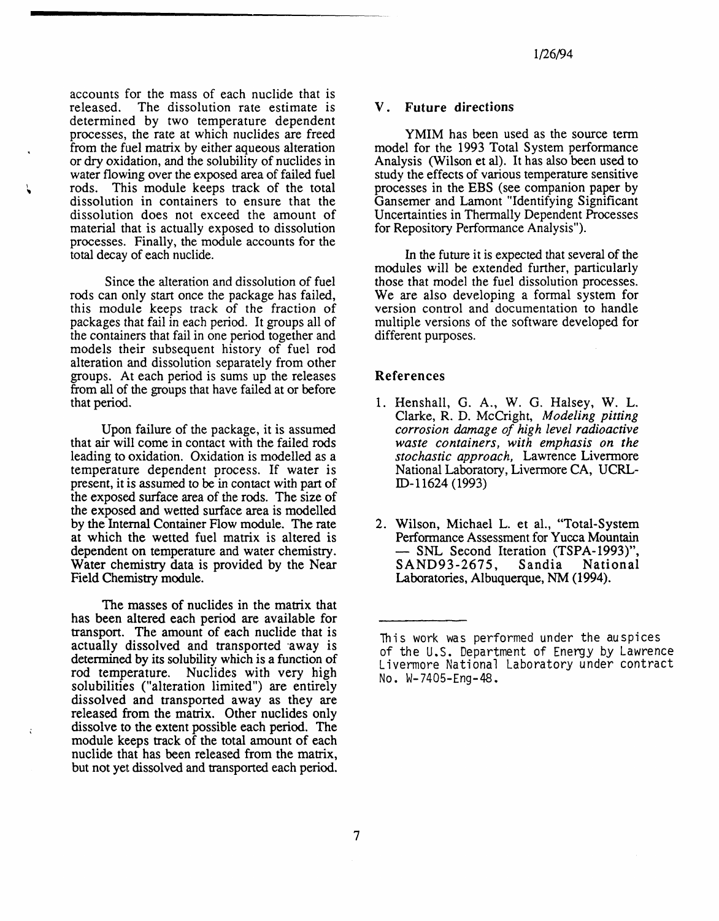accounts for the mass of each nuclide that is released. The dissolution rate estimate is determined by two temperature dependent processes, the rate at which nuclides are freed from the fuel matrix by either aqueous alteration or dry oxidation, and the solubility of nuclides in water flowing over the exposed area of failed fuel rods. This module keeps track of the total dissolution in containers to ensure that the dissolution does not exceed the amount of material that is actually exposed to dissolution processes. Finally, the module accounts for the total decay of each nuclide.

Since the alteration and dissolution of fuel rods can only start once the package has failed, this module keeps track of the fraction of packages that fail in each period. It groups all of the containers that fail in one period together and models their subsequent history of fuel rod alteration and dissolution separately from other groups. At each period is sums up the releases from all of the groups that have failed at or before that period.

Upon failure of the package, it is assumed that air will come in contact with the failed rods leading to oxidation. Oxidation is modelled as a temperature dependent process. If water is present, it is assumed to be in contact with part of the exposed surface area of the rods. The size of the exposed and wetted surface area is modelled by the Internal Container Flow module. The rate at which the wetted fuel matrix is altered is dependent on temperature and water chemistry. Water chemistry data is provided by the Near Field Chemistry module.

The masses of nuclides in the matrix that has been altered each period are available for transport. The amount of each nuclide that is actually dissolved and transported away is determined by its solubility which is a function of rod temperature. Nuclides with very high solubilities ("alteration limited") are entirely dissolved and transported away as they are released from the matrix. Other nuclides only dissolve to the extent possible each period. The module keeps track of the total amount of each nuclide that has been released from the matrix, but not yet dissolved and transported each period.

## V. Future directions

YMIM has been used as the source term model for the 1993 Total System performance Analysis (Wilson et al). It has also been used to study the effects of various temperature sensitive processes in the EBS (see companion paper by Gansemer and Lamont "Identifying Significant Uncertainties in Thermally Dependent Processes for Repository Performance Analysis").

In the future it is expected that several of the modules will be extended further, particularly those that model the fuel dissolution processes. We are also developing a formal system for version control and documentation to handle multiple versions of the software developed for different purposes.

## References

1. Henshall, G. A., W. G. Halsey, W. L. Clarke, R. D. McCright, *Modeling pitting corrosion damage of high level radioactive waste containers, with emphasis on the stochastic approach,* Lawrence Livermore National Laboratory, Livermore CA, UCRL-ID-11624 (1993)

2. Wilson, Michael L. et al., "Total-System Performance Assessment for Yucca Mountain — SNL Second Iteration (TSPA-1993)", SAND93-2675, Sandia National Laboratories, Albuquerque, NM (1994).

---

This work was performed under the auspices of the U.S. Department of Energy by Lawrence Livermore National Laboratory under contract No. W-7405-Eng-48.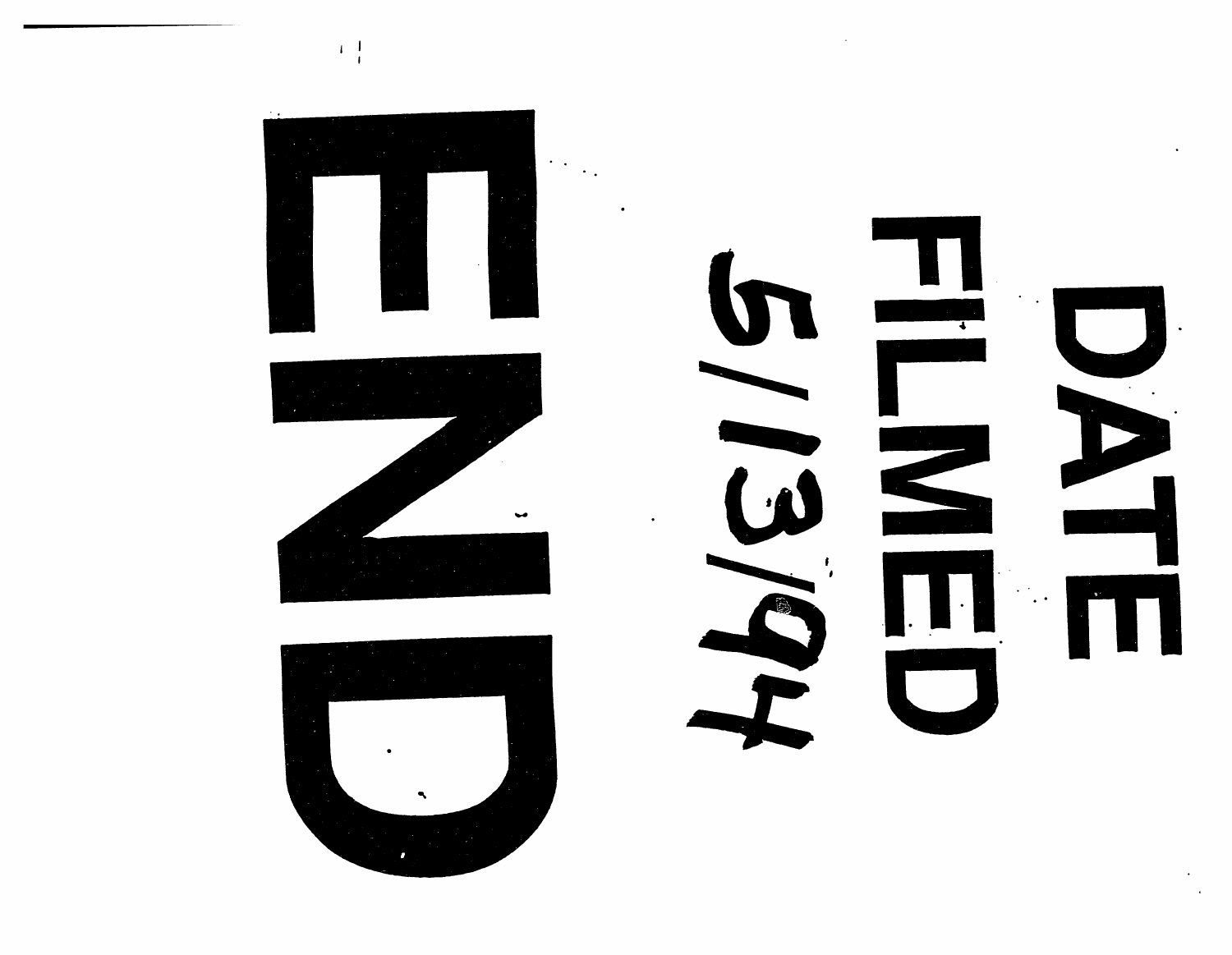# END

DATE
FILMED
5/13/94